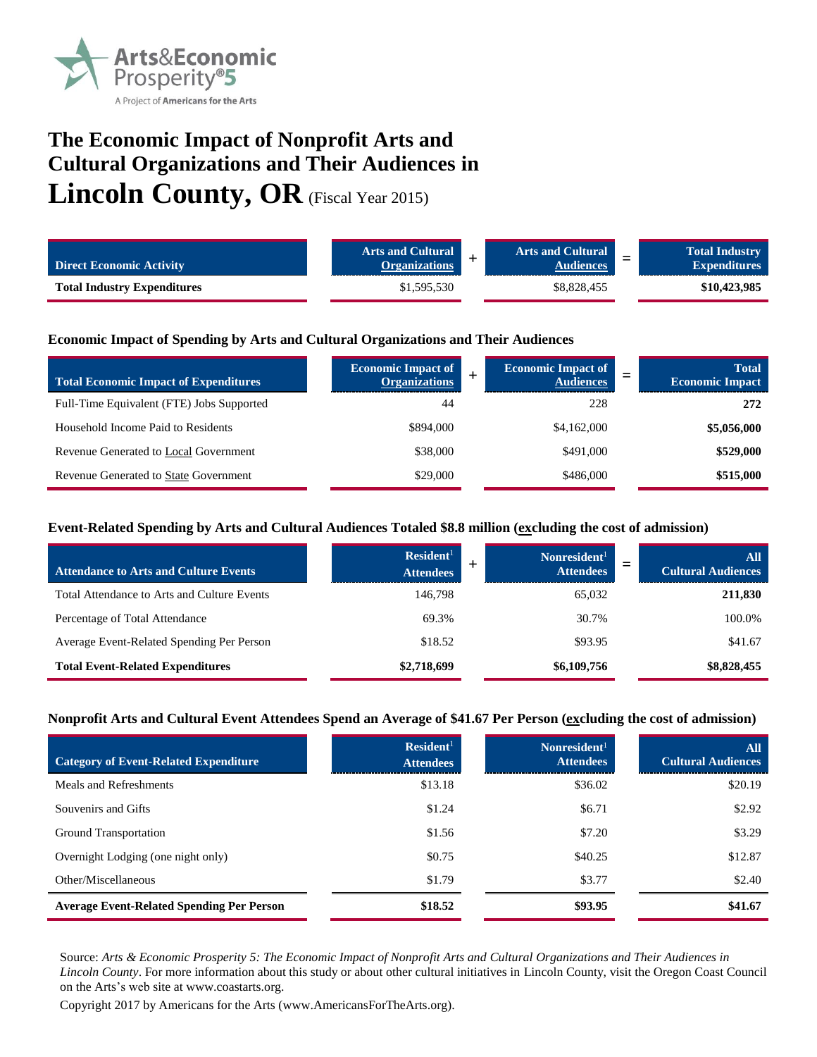Arts&Economic Prosperity®5

A Project of Americans for the Arts

# The Economic Impact of Nonprofit Arts and Cultural Organizations and Their Audiences in Lincoln County, OR (Fiscal Year 2015)

| Direct Economic Activity | Arts and Cultural Organizations | + | Arts and Cultural Audiences | = | Total Industry Expenditures |
|---|---|---|---|---|---|
| **Total Industry Expenditures** | $1,595,530 | | $8,828,455 | | **$10,423,985** |

### Economic Impact of Spending by Arts and Cultural Organizations and Their Audiences

| Total Economic Impact of Expenditures | Economic Impact of Organizations | + | Economic Impact of Audiences | = | Total Economic Impact |
|---|---|---|---|---|---|
| Full-Time Equivalent (FTE) Jobs Supported | 44 | | 228 | | **272** |
| Household Income Paid to Residents | $894,000 | | $4,162,000 | | **$5,056,000** |
| Revenue Generated to Local Government | $38,000 | | $491,000 | | **$529,000** |
| Revenue Generated to State Government | $29,000 | | $486,000 | | **$515,000** |

### Event-Related Spending by Arts and Cultural Audiences Totaled $8.8 million (excluding the cost of admission)

| Attendance to Arts and Culture Events | Resident[1] Attendees | + | Nonresident[1] Attendees | = | All Cultural Audiences |
|---|---|---|---|---|---|
| Total Attendance to Arts and Culture Events | 146,798 | | 65,032 | | **211,830** |
| Percentage of Total Attendance | 69.3% | | 30.7% | | 100.0% |
| Average Event-Related Spending Per Person | $18.52 | | $93.95 | | $41.67 |
| **Total Event-Related Expenditures** | **$2,718,699** | | **$6,109,756** | | **$8,828,455** |

### Nonprofit Arts and Cultural Event Attendees Spend an Average of $41.67 Per Person (excluding the cost of admission)

| Category of Event-Related Expenditure | Resident[1] Attendees | Nonresident[1] Attendees | All Cultural Audiences |
|---|---|---|---|
| Meals and Refreshments | $13.18 | $36.02 | $20.19 |
| Souvenirs and Gifts | $1.24 | $6.71 | $2.92 |
| Ground Transportation | $1.56 | $7.20 | $3.29 |
| Overnight Lodging (one night only) | $0.75 | $40.25 | $12.87 |
| Other/Miscellaneous | $1.79 | $3.77 | $2.40 |
| **Average Event-Related Spending Per Person** | **$18.52** | **$93.95** | **$41.67** |

Source: *Arts & Economic Prosperity 5: The Economic Impact of Nonprofit Arts and Cultural Organizations and Their Audiences in Lincoln County*. For more information about this study or about other cultural initiatives in Lincoln County, visit the Oregon Coast Council on the Arts's web site at www.coastarts.org.

Copyright 2017 by Americans for the Arts (www.AmericansForTheArts.org).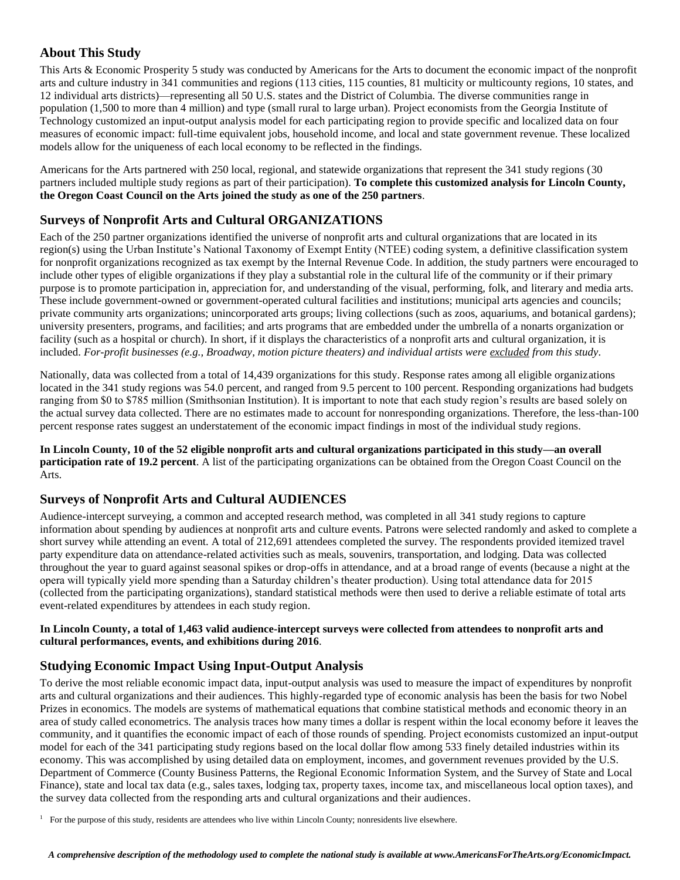## About This Study

This Arts & Economic Prosperity 5 study was conducted by Americans for the Arts to document the economic impact of the nonprofit arts and culture industry in 341 communities and regions (113 cities, 115 counties, 81 multicity or multicounty regions, 10 states, and 12 individual arts districts)—representing all 50 U.S. states and the District of Columbia. The diverse communities range in population (1,500 to more than 4 million) and type (small rural to large urban). Project economists from the Georgia Institute of Technology customized an input-output analysis model for each participating region to provide specific and localized data on four measures of economic impact: full-time equivalent jobs, household income, and local and state government revenue. These localized models allow for the uniqueness of each local economy to be reflected in the findings.

Americans for the Arts partnered with 250 local, regional, and statewide organizations that represent the 341 study regions (30 partners included multiple study regions as part of their participation). **To complete this customized analysis for Lincoln County, the Oregon Coast Council on the Arts joined the study as one of the 250 partners**.

## Surveys of Nonprofit Arts and Cultural ORGANIZATIONS

Each of the 250 partner organizations identified the universe of nonprofit arts and cultural organizations that are located in its region(s) using the Urban Institute's National Taxonomy of Exempt Entity (NTEE) coding system, a definitive classification system for nonprofit organizations recognized as tax exempt by the Internal Revenue Code. In addition, the study partners were encouraged to include other types of eligible organizations if they play a substantial role in the cultural life of the community or if their primary purpose is to promote participation in, appreciation for, and understanding of the visual, performing, folk, and literary and media arts. These include government-owned or government-operated cultural facilities and institutions; municipal arts agencies and councils; private community arts organizations; unincorporated arts groups; living collections (such as zoos, aquariums, and botanical gardens); university presenters, programs, and facilities; and arts programs that are embedded under the umbrella of a nonarts organization or facility (such as a hospital or church). In short, if it displays the characteristics of a nonprofit arts and cultural organization, it is included. *For-profit businesses (e.g., Broadway, motion picture theaters) and individual artists were excluded from this study*.

Nationally, data was collected from a total of 14,439 organizations for this study. Response rates among all eligible organizations located in the 341 study regions was 54.0 percent, and ranged from 9.5 percent to 100 percent. Responding organizations had budgets ranging from $0 to $785 million (Smithsonian Institution). It is important to note that each study region's results are based solely on the actual survey data collected. There are no estimates made to account for nonresponding organizations. Therefore, the less-than-100 percent response rates suggest an understatement of the economic impact findings in most of the individual study regions.

**In Lincoln County, 10 of the 52 eligible nonprofit arts and cultural organizations participated in this study—an overall participation rate of 19.2 percent**. A list of the participating organizations can be obtained from the Oregon Coast Council on the Arts.

## Surveys of Nonprofit Arts and Cultural AUDIENCES

Audience-intercept surveying, a common and accepted research method, was completed in all 341 study regions to capture information about spending by audiences at nonprofit arts and culture events. Patrons were selected randomly and asked to complete a short survey while attending an event. A total of 212,691 attendees completed the survey. The respondents provided itemized travel party expenditure data on attendance-related activities such as meals, souvenirs, transportation, and lodging. Data was collected throughout the year to guard against seasonal spikes or drop-offs in attendance, and at a broad range of events (because a night at the opera will typically yield more spending than a Saturday children's theater production). Using total attendance data for 2015 (collected from the participating organizations), standard statistical methods were then used to derive a reliable estimate of total arts event-related expenditures by attendees in each study region.

**In Lincoln County, a total of 1,463 valid audience-intercept surveys were collected from attendees to nonprofit arts and cultural performances, events, and exhibitions during 2016**.

## Studying Economic Impact Using Input-Output Analysis

To derive the most reliable economic impact data, input-output analysis was used to measure the impact of expenditures by nonprofit arts and cultural organizations and their audiences. This highly-regarded type of economic analysis has been the basis for two Nobel Prizes in economics. The models are systems of mathematical equations that combine statistical methods and economic theory in an area of study called econometrics. The analysis traces how many times a dollar is respent within the local economy before it leaves the community, and it quantifies the economic impact of each of those rounds of spending. Project economists customized an input-output model for each of the 341 participating study regions based on the local dollar flow among 533 finely detailed industries within its economy. This was accomplished by using detailed data on employment, incomes, and government revenues provided by the U.S. Department of Commerce (County Business Patterns, the Regional Economic Information System, and the Survey of State and Local Finance), state and local tax data (e.g., sales taxes, lodging tax, property taxes, income tax, and miscellaneous local option taxes), and the survey data collected from the responding arts and cultural organizations and their audiences.

[1] For the purpose of this study, residents are attendees who live within Lincoln County; nonresidents live elsewhere.

***A comprehensive description of the methodology used to complete the national study is available at www.AmericansForTheArts.org/EconomicImpact.***